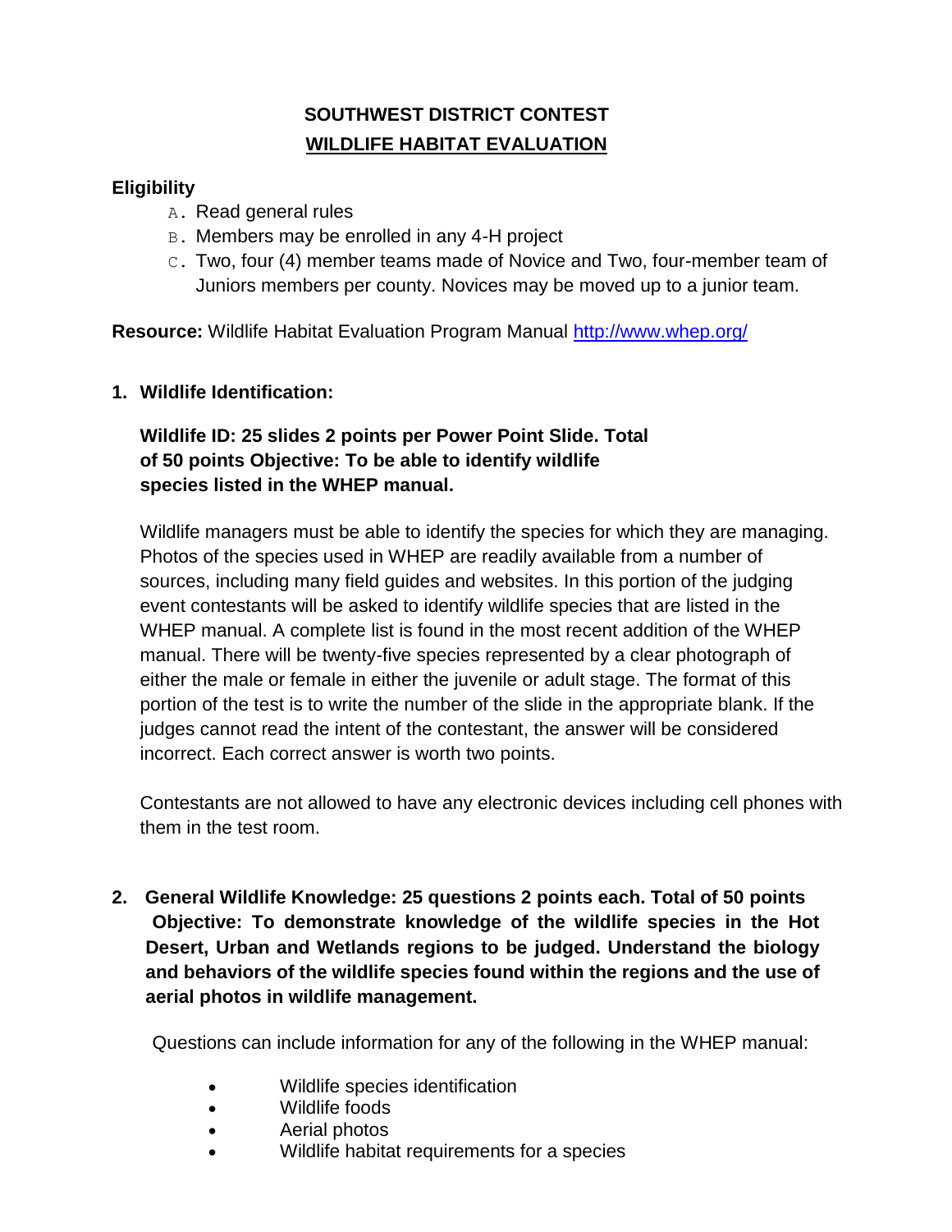# SOUTHWEST DISTRICT CONTEST

## WILDLIFE HABITAT EVALUATION

**Eligibility**

A. Read general rules
B. Members may be enrolled in any 4-H project
C. Two, four (4) member teams made of Novice and Two, four-member team of Juniors members per county. Novices may be moved up to a junior team.

**Resource:** Wildlife Habitat Evaluation Program Manual [http://www.whep.org/](http://www.whep.org/)

**1. Wildlife Identification:**

**Wildlife ID: 25 slides 2 points per Power Point Slide. Total of 50 points Objective: To be able to identify wildlife species listed in the WHEP manual.**

Wildlife managers must be able to identify the species for which they are managing. Photos of the species used in WHEP are readily available from a number of sources, including many field guides and websites. In this portion of the judging event contestants will be asked to identify wildlife species that are listed in the WHEP manual. A complete list is found in the most recent addition of the WHEP manual. There will be twenty-five species represented by a clear photograph of either the male or female in either the juvenile or adult stage. The format of this portion of the test is to write the number of the slide in the appropriate blank. If the judges cannot read the intent of the contestant, the answer will be considered incorrect. Each correct answer is worth two points.

Contestants are not allowed to have any electronic devices including cell phones with them in the test room.

**2. General Wildlife Knowledge: 25 questions 2 points each. Total of 50 points Objective: To demonstrate knowledge of the wildlife species in the Hot Desert, Urban and Wetlands regions to be judged. Understand the biology and behaviors of the wildlife species found within the regions and the use of aerial photos in wildlife management.**

Questions can include information for any of the following in the WHEP manual:

- Wildlife species identification
- Wildlife foods
- Aerial photos
- Wildlife habitat requirements for a species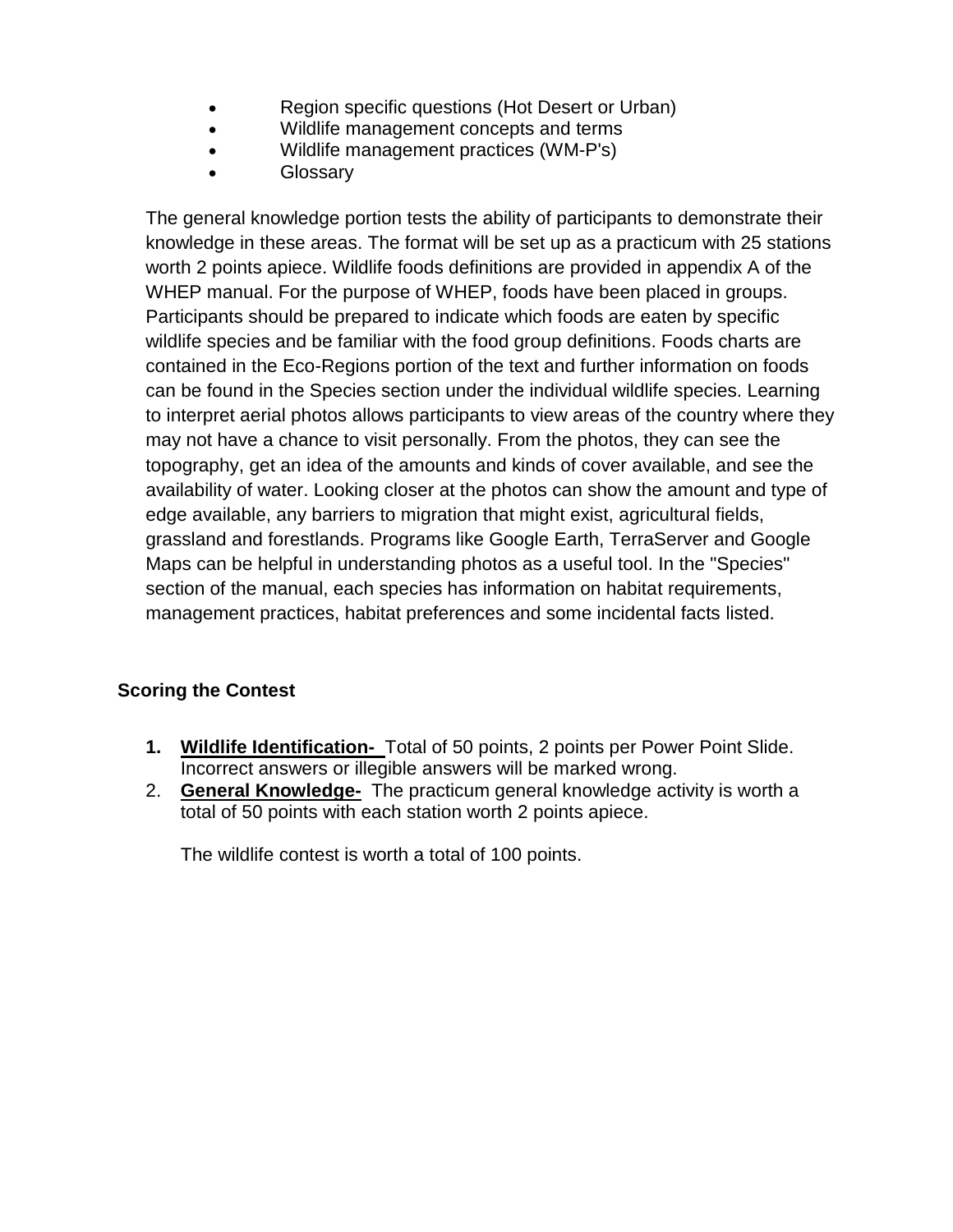- Region specific questions (Hot Desert or Urban)
- Wildlife management concepts and terms
- Wildlife management practices (WM-P's)
- Glossary

The general knowledge portion tests the ability of participants to demonstrate their knowledge in these areas. The format will be set up as a practicum with 25 stations worth 2 points apiece. Wildlife foods definitions are provided in appendix A of the WHEP manual. For the purpose of WHEP, foods have been placed in groups. Participants should be prepared to indicate which foods are eaten by specific wildlife species and be familiar with the food group definitions. Foods charts are contained in the Eco-Regions portion of the text and further information on foods can be found in the Species section under the individual wildlife species. Learning to interpret aerial photos allows participants to view areas of the country where they may not have a chance to visit personally. From the photos, they can see the topography, get an idea of the amounts and kinds of cover available, and see the availability of water. Looking closer at the photos can show the amount and type of edge available, any barriers to migration that might exist, agricultural fields, grassland and forestlands. Programs like Google Earth, TerraServer and Google Maps can be helpful in understanding photos as a useful tool. In the "Species" section of the manual, each species has information on habitat requirements, management practices, habitat preferences and some incidental facts listed.

## Scoring the Contest

1. **Wildlife Identification-** Total of 50 points, 2 points per Power Point Slide. Incorrect answers or illegible answers will be marked wrong.
2. **General Knowledge-** The practicum general knowledge activity is worth a total of 50 points with each station worth 2 points apiece.

   The wildlife contest is worth a total of 100 points.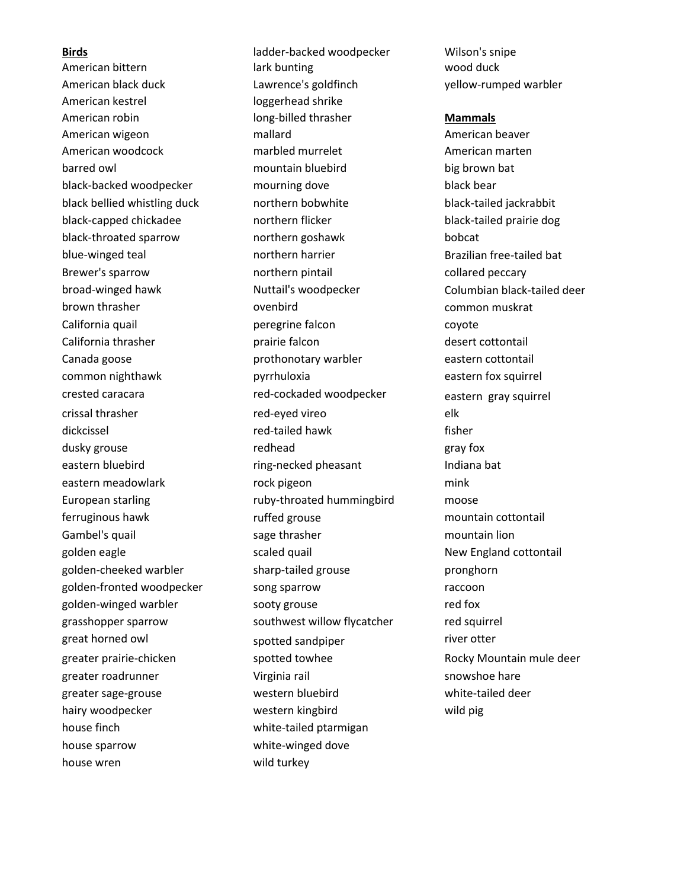**Birds**

American bittern
American black duck
American kestrel
American robin
American wigeon
American woodcock
barred owl
black-backed woodpecker
black bellied whistling duck
black-capped chickadee
black-throated sparrow
blue-winged teal
Brewer's sparrow
broad-winged hawk
brown thrasher
California quail
California thrasher
Canada goose
common nighthawk
crested caracara
crissal thrasher
dickcissel
dusky grouse
eastern bluebird
eastern meadowlark
European starling
ferruginous hawk
Gambel's quail
golden eagle
golden-cheeked warbler
golden-fronted woodpecker
golden-winged warbler
grasshopper sparrow
great horned owl
greater prairie-chicken
greater roadrunner
greater sage-grouse
hairy woodpecker
house finch
house sparrow
house wren
ladder-backed woodpecker
lark bunting
Lawrence's goldfinch
loggerhead shrike
long-billed thrasher
mallard
marbled murrelet
mountain bluebird
mourning dove
northern bobwhite
northern flicker
northern goshawk
northern harrier
northern pintail
Nuttail's woodpecker
ovenbird
peregrine falcon
prairie falcon
prothonotary warbler
pyrrhuloxia
red-cockaded woodpecker
red-eyed vireo
red-tailed hawk
redhead
ring-necked pheasant
rock pigeon
ruby-throated hummingbird
ruffed grouse
sage thrasher
scaled quail
sharp-tailed grouse
song sparrow
sooty grouse
southwest willow flycatcher
spotted sandpiper
spotted towhee
Virginia rail
western bluebird
western kingbird
white-tailed ptarmigan
white-winged dove
wild turkey
Wilson's snipe
wood duck
yellow-rumped warbler

**Mammals**

American beaver
American marten
big brown bat
black bear
black-tailed jackrabbit
black-tailed prairie dog
bobcat
Brazilian free-tailed bat
collared peccary
Columbian black-tailed deer
common muskrat
coyote
desert cottontail
eastern cottontail
eastern fox squirrel
eastern gray squirrel
elk
fisher
gray fox
Indiana bat
mink
moose
mountain cottontail
mountain lion
New England cottontail
pronghorn
raccoon
red fox
red squirrel
river otter
Rocky Mountain mule deer
snowshoe hare
white-tailed deer
wild pig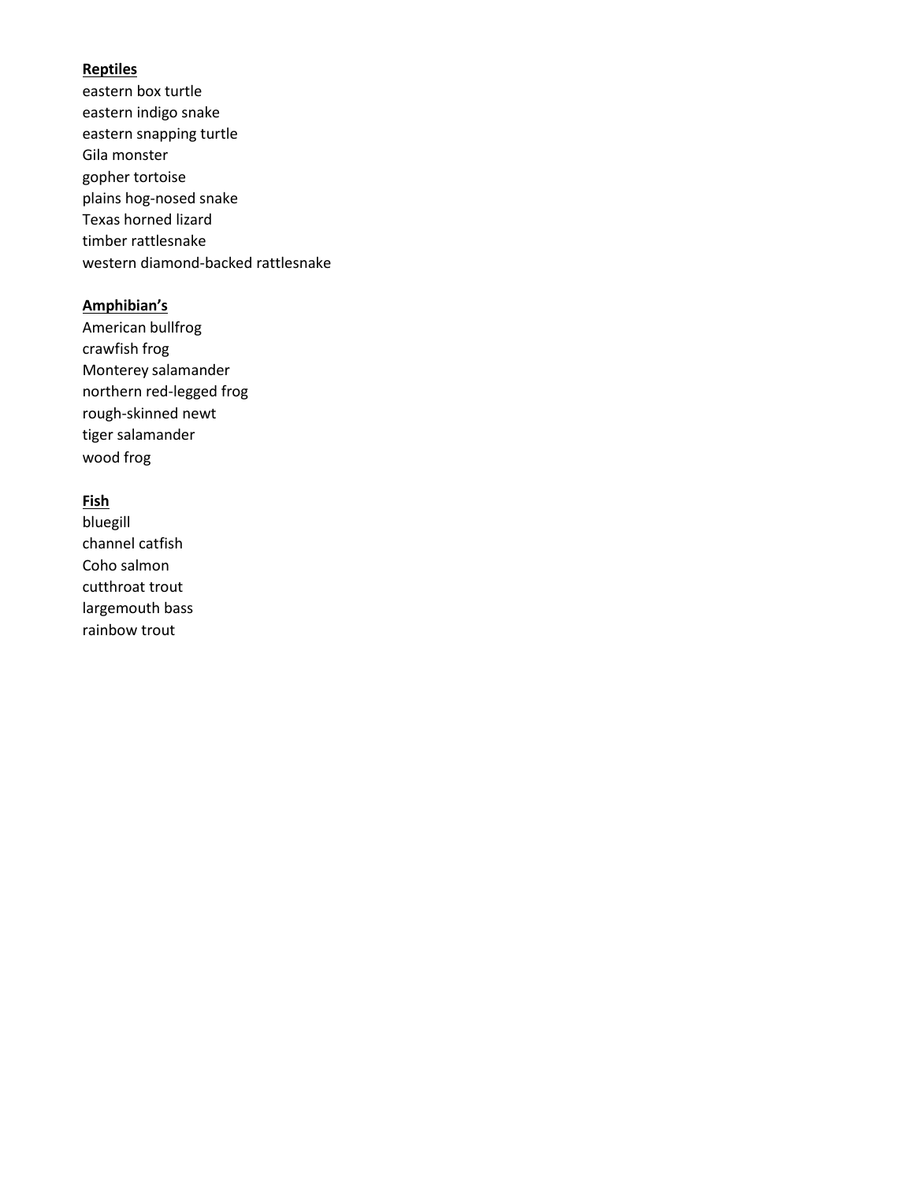**Reptiles**

eastern box turtle
eastern indigo snake
eastern snapping turtle
Gila monster
gopher tortoise
plains hog-nosed snake
Texas horned lizard
timber rattlesnake
western diamond-backed rattlesnake

**Amphibian's**

American bullfrog
crawfish frog
Monterey salamander
northern red-legged frog
rough-skinned newt
tiger salamander
wood frog

**Fish**

bluegill
channel catfish
Coho salmon
cutthroat trout
largemouth bass
rainbow trout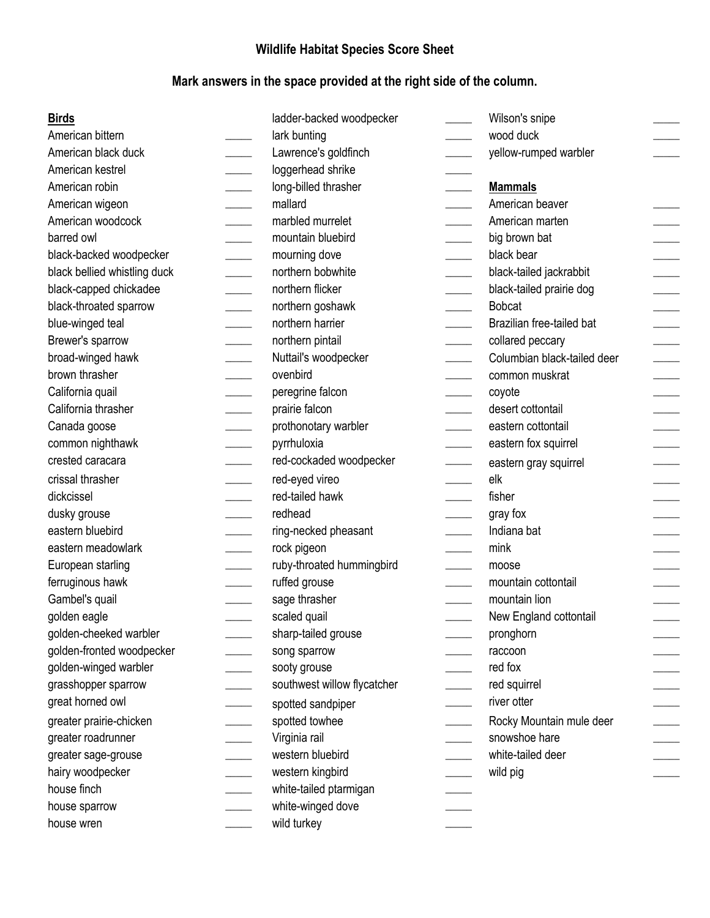# Wildlife Habitat Species Score Sheet

## Mark answers in the space provided at the right side of the column.

**Birds**

| Species | Answer |
|---|---|
| American bittern | _____ |
| American black duck | _____ |
| American kestrel | _____ |
| American robin | _____ |
| American wigeon | _____ |
| American woodcock | _____ |
| barred owl | _____ |
| black-backed woodpecker | _____ |
| black bellied whistling duck | _____ |
| black-capped chickadee | _____ |
| black-throated sparrow | _____ |
| blue-winged teal | _____ |
| Brewer's sparrow | _____ |
| broad-winged hawk | _____ |
| brown thrasher | _____ |
| California quail | _____ |
| California thrasher | _____ |
| Canada goose | _____ |
| common nighthawk | _____ |
| crested caracara | _____ |
| crissal thrasher | _____ |
| dickcissel | _____ |
| dusky grouse | _____ |
| eastern bluebird | _____ |
| eastern meadowlark | _____ |
| European starling | _____ |
| ferruginous hawk | _____ |
| Gambel's quail | _____ |
| golden eagle | _____ |
| golden-cheeked warbler | _____ |
| golden-fronted woodpecker | _____ |
| golden-winged warbler | _____ |
| grasshopper sparrow | _____ |
| great horned owl | _____ |
| greater prairie-chicken | _____ |
| greater roadrunner | _____ |
| greater sage-grouse | _____ |
| hairy woodpecker | _____ |
| house finch | _____ |
| house sparrow | _____ |
| house wren | _____ |
| ladder-backed woodpecker | _____ |
| lark bunting | _____ |
| Lawrence's goldfinch | _____ |
| loggerhead shrike | _____ |
| long-billed thrasher | _____ |
| mallard | _____ |
| marbled murrelet | _____ |
| mountain bluebird | _____ |
| mourning dove | _____ |
| northern bobwhite | _____ |
| northern flicker | _____ |
| northern goshawk | _____ |
| northern harrier | _____ |
| northern pintail | _____ |
| Nuttail's woodpecker | _____ |
| ovenbird | _____ |
| peregrine falcon | _____ |
| prairie falcon | _____ |
| prothonotary warbler | _____ |
| pyrrhuloxia | _____ |
| red-cockaded woodpecker | _____ |
| red-eyed vireo | _____ |
| red-tailed hawk | _____ |
| redhead | _____ |
| ring-necked pheasant | _____ |
| rock pigeon | _____ |
| ruby-throated hummingbird | _____ |
| ruffed grouse | _____ |
| sage thrasher | _____ |
| scaled quail | _____ |
| sharp-tailed grouse | _____ |
| song sparrow | _____ |
| sooty grouse | _____ |
| southwest willow flycatcher | _____ |
| spotted sandpiper | _____ |
| spotted towhee | _____ |
| Virginia rail | _____ |
| western bluebird | _____ |
| western kingbird | _____ |
| white-tailed ptarmigan | _____ |
| white-winged dove | _____ |
| wild turkey | _____ |
| Wilson's snipe | _____ |
| wood duck | _____ |
| yellow-rumped warbler | _____ |

**Mammals**

| Species | Answer |
|---|---|
| American beaver | _____ |
| American marten | _____ |
| big brown bat | _____ |
| black bear | _____ |
| black-tailed jackrabbit | _____ |
| black-tailed prairie dog | _____ |
| Bobcat | _____ |
| Brazilian free-tailed bat | _____ |
| collared peccary | _____ |
| Columbian black-tailed deer | _____ |
| common muskrat | _____ |
| coyote | _____ |
| desert cottontail | _____ |
| eastern cottontail | _____ |
| eastern fox squirrel | _____ |
| eastern gray squirrel | _____ |
| elk | _____ |
| fisher | _____ |
| gray fox | _____ |
| Indiana bat | _____ |
| mink | _____ |
| moose | _____ |
| mountain cottontail | _____ |
| mountain lion | _____ |
| New England cottontail | _____ |
| pronghorn | _____ |
| raccoon | _____ |
| red fox | _____ |
| red squirrel | _____ |
| river otter | _____ |
| Rocky Mountain mule deer | _____ |
| snowshoe hare | _____ |
| white-tailed deer | _____ |
| wild pig | _____ |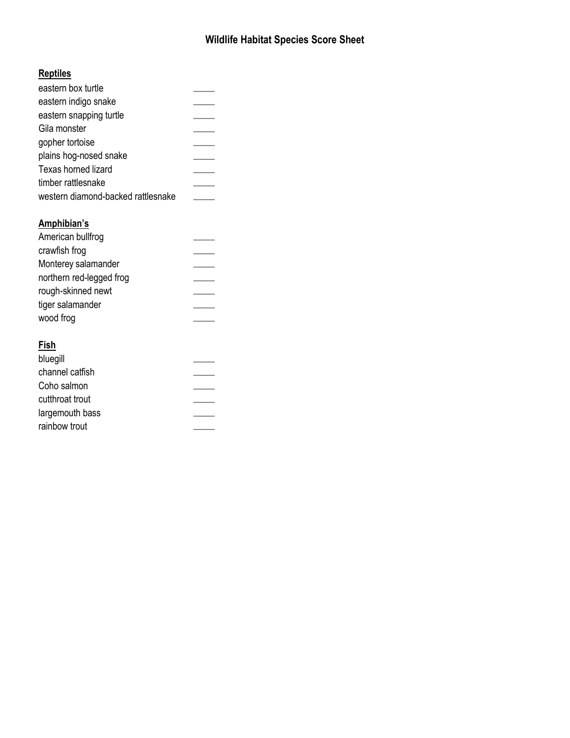# Wildlife Habitat Species Score Sheet

**Reptiles**

eastern box turtle _____
eastern indigo snake _____
eastern snapping turtle _____
Gila monster _____
gopher tortoise _____
plains hog-nosed snake _____
Texas horned lizard _____
timber rattlesnake _____
western diamond-backed rattlesnake _____

**Amphibian's**

American bullfrog _____
crawfish frog _____
Monterey salamander _____
northern red-legged frog _____
rough-skinned newt _____
tiger salamander _____
wood frog _____

**Fish**

bluegill _____
channel catfish _____
Coho salmon _____
cutthroat trout _____
largemouth bass _____
rainbow trout _____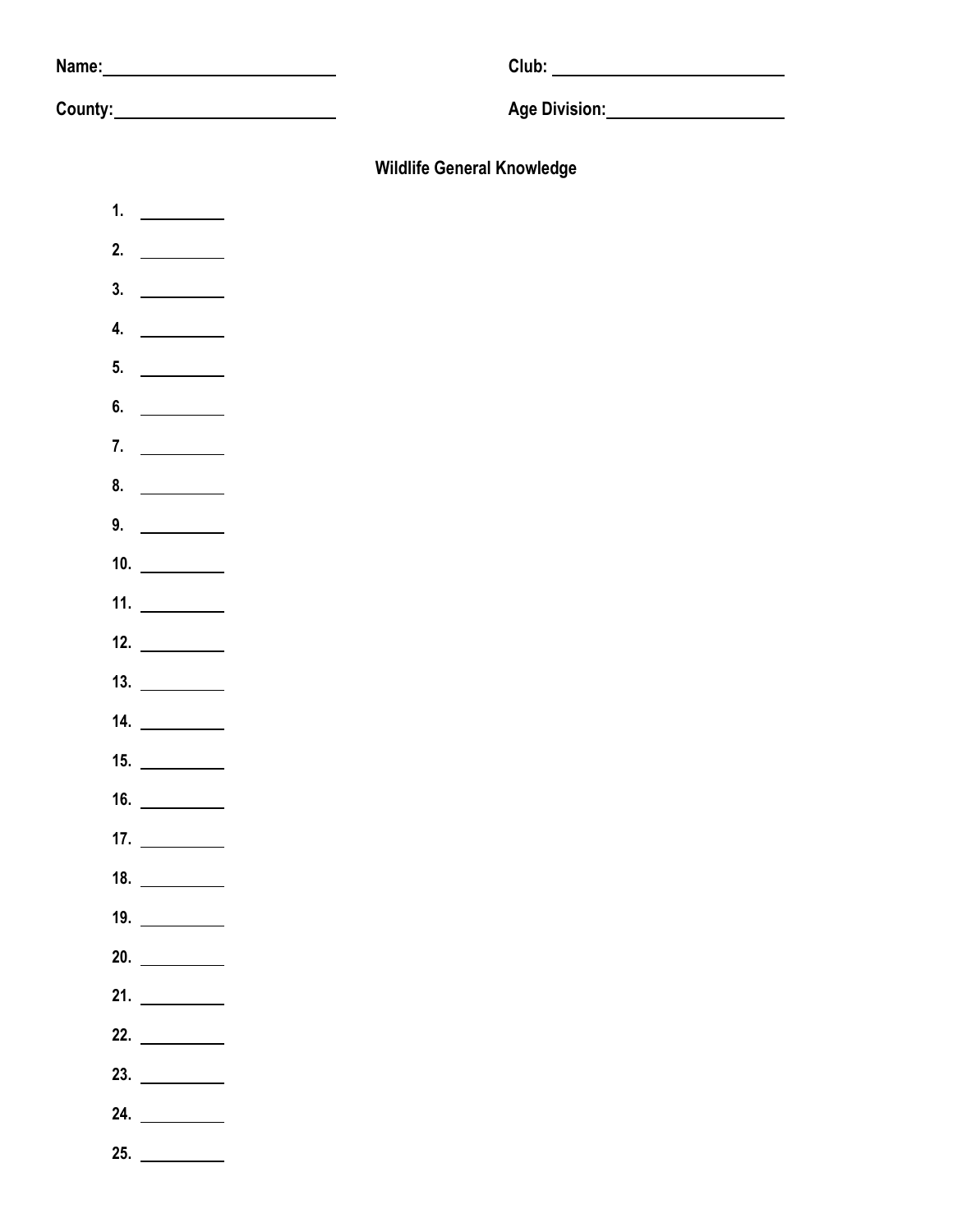Name: ____________________  Club: ____________________

County: ____________________  Age Division: ____________________

## Wildlife General Knowledge

1. ________
2. ________
3. ________
4. ________
5. ________
6. ________
7. ________
8. ________
9. ________
10. ________
11. ________
12. ________
13. ________
14. ________
15. ________
16. ________
17. ________
18. ________
19. ________
20. ________
21. ________
22. ________
23. ________
24. ________
25. ________